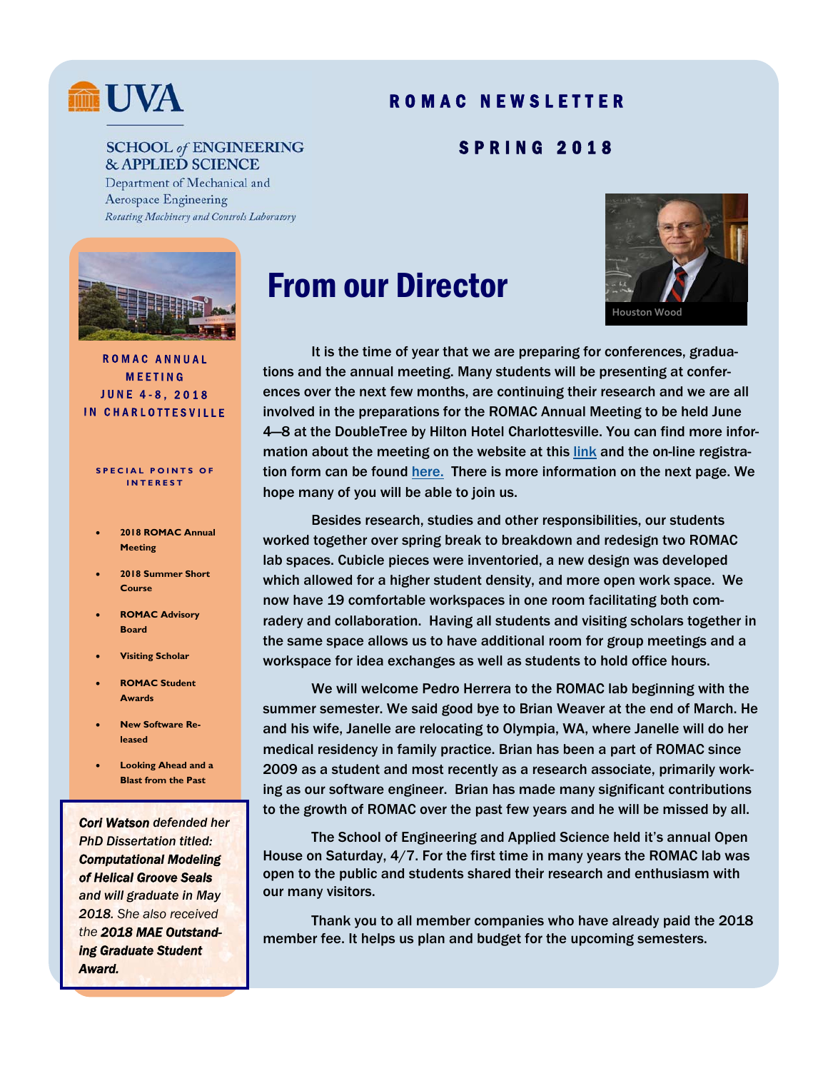UVA

SCHOOL of ENGINEERING & APPLIED SCIENCE
Department of Mechanical and Aerospace Engineering
*Rotating Machinery and Controls Laboratory*

# ROMAC NEWSLETTER

## SPRING 2018

**ROMAC ANNUAL MEETING JUNE 4-8, 2018 IN CHARLOTTESVILLE**

**SPECIAL POINTS OF INTEREST**

- **2018 ROMAC Annual Meeting**
- **2018 Summer Short Course**
- **ROMAC Advisory Board**
- **Visiting Scholar**
- **ROMAC Student Awards**
- **New Software Released**
- **Looking Ahead and a Blast from the Past**

***Cori Watson*** *defended her PhD Dissertation titled:* ***Computational Modeling of Helical Groove Seals*** *and will graduate in May 2018. She also received the* ***2018 MAE Outstanding Graduate Student Award.***

# From our Director

Houston Wood

It is the time of year that we are preparing for conferences, graduations and the annual meeting. Many students will be presenting at conferences over the next few months, are continuing their research and we are all involved in the preparations for the ROMAC Annual Meeting to be held June 4—8 at the DoubleTree by Hilton Hotel Charlottesville. You can find more information about the meeting on the website at this link and the on-line registration form can be found here. There is more information on the next page. We hope many of you will be able to join us.

Besides research, studies and other responsibilities, our students worked together over spring break to breakdown and redesign two ROMAC lab spaces. Cubicle pieces were inventoried, a new design was developed which allowed for a higher student density, and more open work space. We now have 19 comfortable workspaces in one room facilitating both comradery and collaboration. Having all students and visiting scholars together in the same space allows us to have additional room for group meetings and a workspace for idea exchanges as well as students to hold office hours.

We will welcome Pedro Herrera to the ROMAC lab beginning with the summer semester. We said good bye to Brian Weaver at the end of March. He and his wife, Janelle are relocating to Olympia, WA, where Janelle will do her medical residency in family practice. Brian has been a part of ROMAC since 2009 as a student and most recently as a research associate, primarily working as our software engineer. Brian has made many significant contributions to the growth of ROMAC over the past few years and he will be missed by all.

The School of Engineering and Applied Science held it's annual Open House on Saturday, 4/7. For the first time in many years the ROMAC lab was open to the public and students shared their research and enthusiasm with our many visitors.

Thank you to all member companies who have already paid the 2018 member fee. It helps us plan and budget for the upcoming semesters.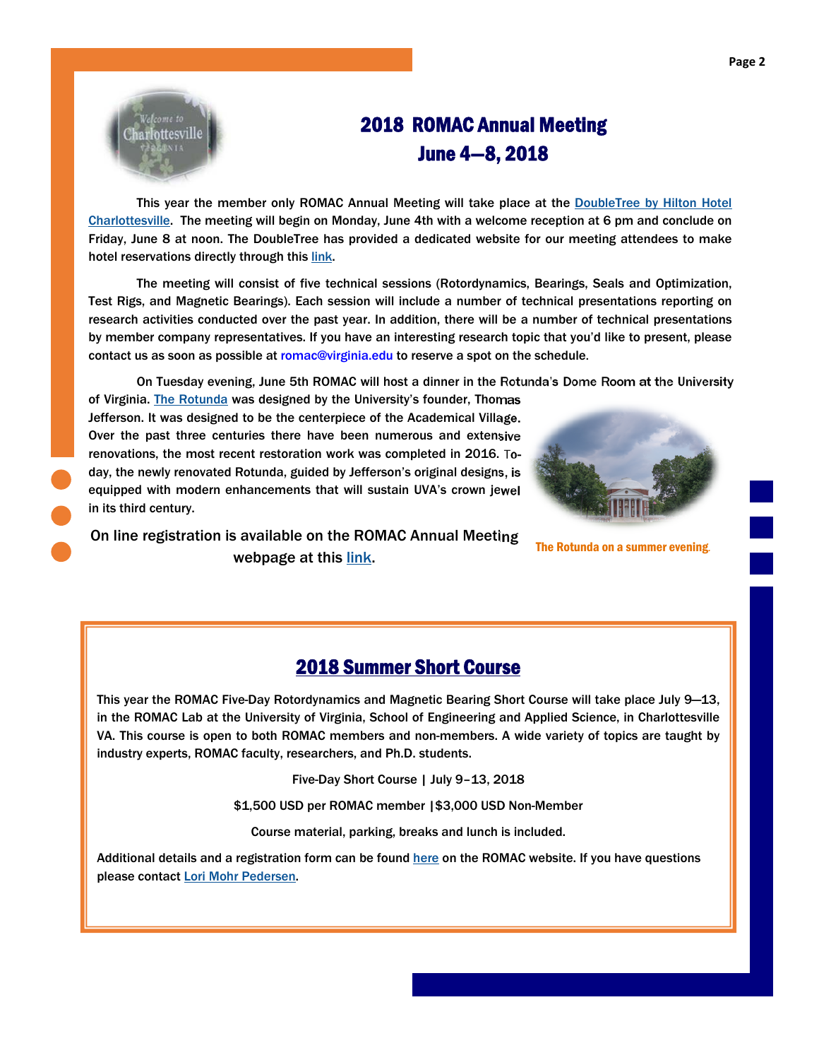# 2018 ROMAC Annual Meeting
## June 4—8, 2018

This year the member only ROMAC Annual Meeting will take place at the DoubleTree by Hilton Hotel Charlottesville. The meeting will begin on Monday, June 4th with a welcome reception at 6 pm and conclude on Friday, June 8 at noon. The DoubleTree has provided a dedicated website for our meeting attendees to make hotel reservations directly through this link.

The meeting will consist of five technical sessions (Rotordynamics, Bearings, Seals and Optimization, Test Rigs, and Magnetic Bearings). Each session will include a number of technical presentations reporting on research activities conducted over the past year. In addition, there will be a number of technical presentations by member company representatives. If you have an interesting research topic that you'd like to present, please contact us as soon as possible at romac@virginia.edu to reserve a spot on the schedule.

On Tuesday evening, June 5th ROMAC will host a dinner in the Rotunda's Dome Room at the University of Virginia. The Rotunda was designed by the University's founder, Thomas Jefferson. It was designed to be the centerpiece of the Academical Village. Over the past three centuries there have been numerous and extensive renovations, the most recent restoration work was completed in 2016. Today, the newly renovated Rotunda, guided by Jefferson's original designs, is equipped with modern enhancements that will sustain UVA's crown jewel in its third century.

The Rotunda on a summer evening.

On line registration is available on the ROMAC Annual Meeting webpage at this link.

## 2018 Summer Short Course

This year the ROMAC Five-Day Rotordynamics and Magnetic Bearing Short Course will take place July 9—13, in the ROMAC Lab at the University of Virginia, School of Engineering and Applied Science, in Charlottesville VA. This course is open to both ROMAC members and non-members. A wide variety of topics are taught by industry experts, ROMAC faculty, researchers, and Ph.D. students.

Five-Day Short Course | July 9–13, 2018

$1,500 USD per ROMAC member | $3,000 USD Non-Member

Course material, parking, breaks and lunch is included.

Additional details and a registration form can be found here on the ROMAC website. If you have questions please contact Lori Mohr Pedersen.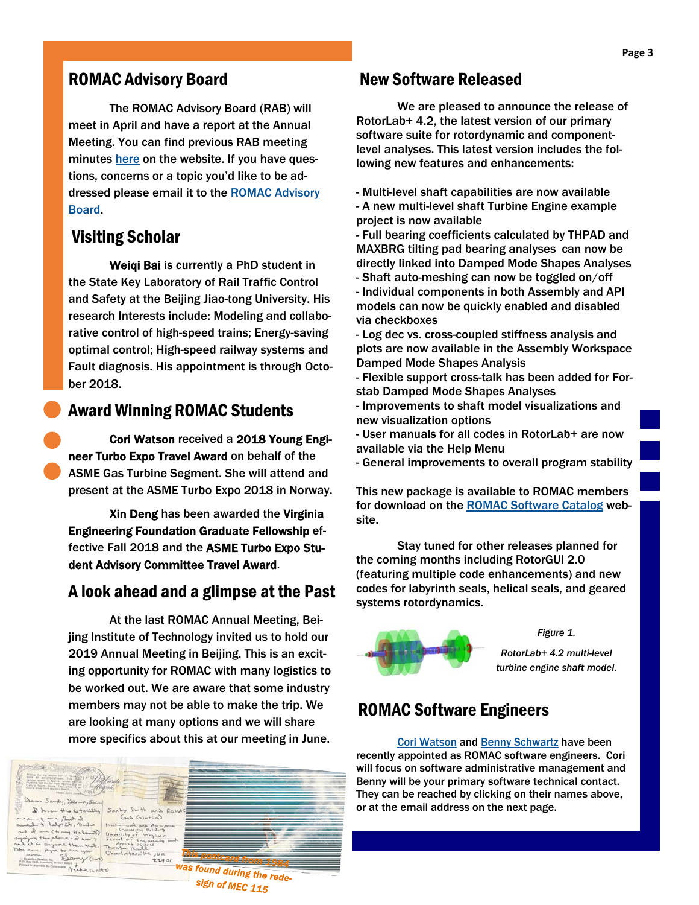## ROMAC Advisory Board

The ROMAC Advisory Board (RAB) will meet in April and have a report at the Annual Meeting. You can find previous RAB meeting minutes here on the website. If you have questions, concerns or a topic you'd like to be addressed please email it to the ROMAC Advisory Board.

## Visiting Scholar

**Weiqi Bai** is currently a PhD student in the State Key Laboratory of Rail Traffic Control and Safety at the Beijing Jiao-tong University. His research Interests include: Modeling and collaborative control of high-speed trains; Energy-saving optimal control; High-speed railway systems and Fault diagnosis. His appointment is through October 2018.

## Award Winning ROMAC Students

**Cori Watson** received a **2018 Young Engineer Turbo Expo Travel Award** on behalf of the ASME Gas Turbine Segment. She will attend and present at the ASME Turbo Expo 2018 in Norway.

**Xin Deng** has been awarded the **Virginia Engineering Foundation Graduate Fellowship** effective Fall 2018 and the **ASME Turbo Expo Student Advisory Committee Travel Award**.

## A look ahead and a glimpse at the Past

At the last ROMAC Annual Meeting, Beijing Institute of Technology invited us to hold our 2019 Annual Meeting in Beijing. This is an exciting opportunity for ROMAC with many logistics to be worked out. We are aware that some industry members may not be able to make the trip. We are looking at many options and we will share more specifics about this at our meeting in June.

*This postcard from 1984 was found during the redesign of MEC 115*

## New Software Released

We are pleased to announce the release of RotorLab+ 4.2, the latest version of our primary software suite for rotordynamic and component-level analyses. This latest version includes the following new features and enhancements:

- Multi-level shaft capabilities are now available
- A new multi-level shaft Turbine Engine example project is now available
- Full bearing coefficients calculated by THPAD and MAXBRG tilting pad bearing analyses can now be directly linked into Damped Mode Shapes Analyses
- Shaft auto-meshing can now be toggled on/off
- Individual components in both Assembly and API models can now be quickly enabled and disabled via checkboxes
- Log dec vs. cross-coupled stiffness analysis and plots are now available in the Assembly Workspace Damped Mode Shapes Analysis
- Flexible support cross-talk has been added for Forstab Damped Mode Shapes Analyses
- Improvements to shaft model visualizations and new visualization options
- User manuals for all codes in RotorLab+ are now available via the Help Menu
- General improvements to overall program stability

This new package is available to ROMAC members for download on the ROMAC Software Catalog website.

Stay tuned for other releases planned for the coming months including RotorGUI 2.0 (featuring multiple code enhancements) and new codes for labyrinth seals, helical seals, and geared systems rotordynamics.

*Figure 1. RotorLab+ 4.2 multi-level turbine engine shaft model.*

## ROMAC Software Engineers

Cori Watson and Benny Schwartz have been recently appointed as ROMAC software engineers. Cori will focus on software administrative management and Benny will be your primary software technical contact. They can be reached by clicking on their names above, or at the email address on the next page.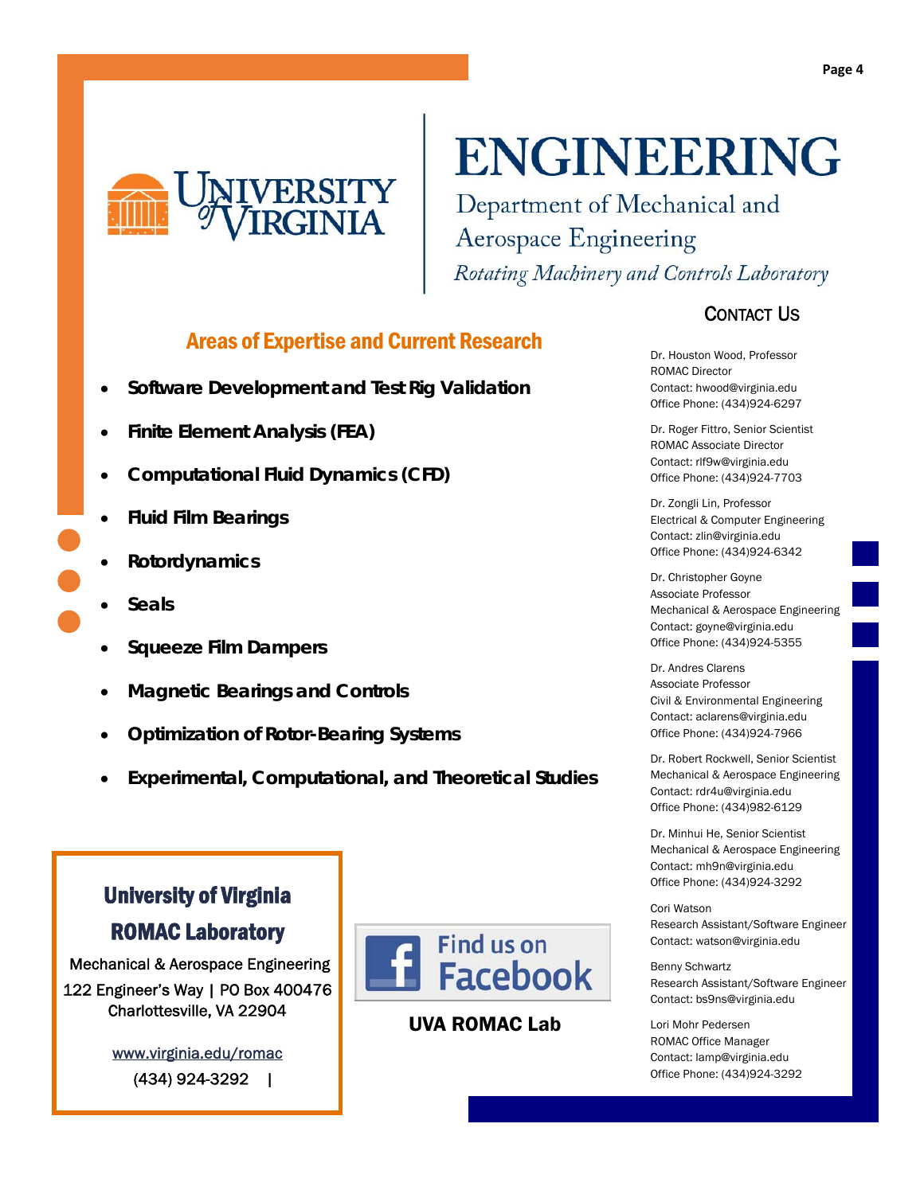University of Virginia

# ENGINEERING

Department of Mechanical and Aerospace Engineering

*Rotating Machinery and Controls Laboratory*

## Areas of Expertise and Current Research

- **Software Development and Test Rig Validation**
- **Finite Element Analysis (FEA)**
- **Computational Fluid Dynamics (CFD)**
- **Fluid Film Bearings**
- **Rotordynamics**
- **Seals**
- **Squeeze Film Dampers**
- **Magnetic Bearings and Controls**
- **Optimization of Rotor-Bearing Systems**
- **Experimental, Computational, and Theoretical Studies**

## Contact Us

Dr. Houston Wood, Professor
ROMAC Director
Contact: hwood@virginia.edu
Office Phone: (434)924-6297

Dr. Roger Fittro, Senior Scientist
ROMAC Associate Director
Contact: rlf9w@virginia.edu
Office Phone: (434)924-7703

Dr. Zongli Lin, Professor
Electrical & Computer Engineering
Contact: zlin@virginia.edu
Office Phone: (434)924-6342

Dr. Christopher Goyne
Associate Professor
Mechanical & Aerospace Engineering
Contact: goyne@virginia.edu
Office Phone: (434)924-5355

Dr. Andres Clarens
Associate Professor
Civil & Environmental Engineering
Contact: aclarens@virginia.edu
Office Phone: (434)924-7966

Dr. Robert Rockwell, Senior Scientist
Mechanical & Aerospace Engineering
Contact: rdr4u@virginia.edu
Office Phone: (434)982-6129

Dr. Minhui He, Senior Scientist
Mechanical & Aerospace Engineering
Contact: mh9n@virginia.edu
Office Phone: (434)924-3292

Cori Watson
Research Assistant/Software Engineer
Contact: watson@virginia.edu

Benny Schwartz
Research Assistant/Software Engineer
Contact: bs9ns@virginia.edu

Lori Mohr Pedersen
ROMAC Office Manager
Contact: lamp@virginia.edu
Office Phone: (434)924-3292

### University of Virginia ROMAC Laboratory

Mechanical & Aerospace Engineering
122 Engineer's Way | PO Box 400476
Charlottesville, VA 22904

www.virginia.edu/romac
(434) 924-3292 |

Find us on Facebook

**UVA ROMAC Lab**